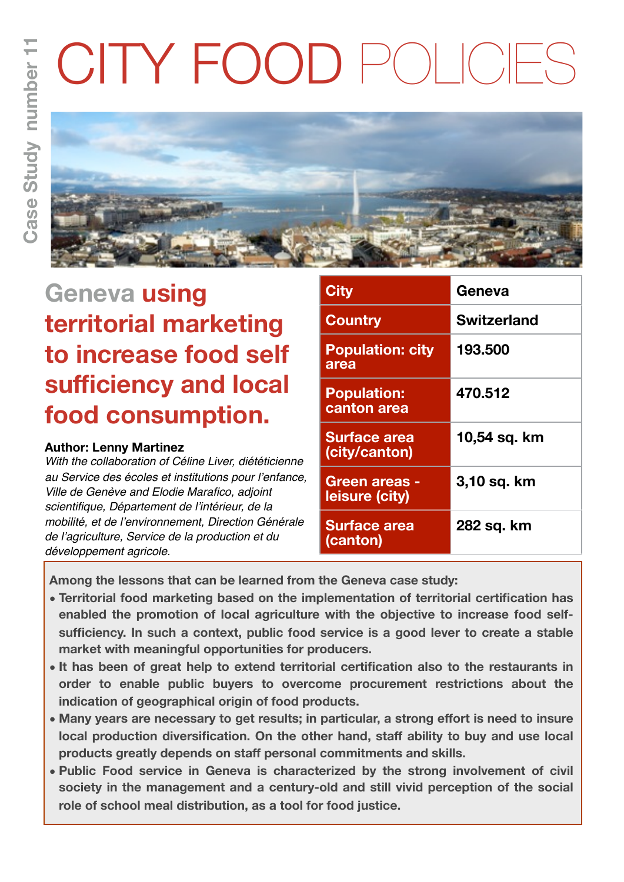Case Study number 11

# CITY FOOD POLICIES

## Geneva using territorial marketing to increase food self sufficiency and local food consumption.

**Author: Lenny Martinez**

*With the collaboration of Céline Liver, diététicienne au Service des écoles et institutions pour l'enfance, Ville de Genève and Elodie Marafico, adjoint scientifique, Département de l'intérieur, de la mobilité, et de l'environnement, Direction Générale de l'agriculture, Service de la production et du développement agricole.*

| | |
|---|---|
| **City** | **Geneva** |
| **Country** | **Switzerland** |
| **Population: city area** | **193.500** |
| **Population: canton area** | **470.512** |
| **Surface area (city/canton)** | **10,54 sq. km** |
| **Green areas - leisure (city)** | **3,10 sq. km** |
| **Surface area (canton)** | **282 sq. km** |

**Among the lessons that can be learned from the Geneva case study:**

- **Territorial food marketing based on the implementation of territorial certification has enabled the promotion of local agriculture with the objective to increase food self-sufficiency. In such a context, public food service is a good lever to create a stable market with meaningful opportunities for producers.**
- **It has been of great help to extend territorial certification also to the restaurants in order to enable public buyers to overcome procurement restrictions about the indication of geographical origin of food products.**
- **Many years are necessary to get results; in particular, a strong effort is need to insure local production diversification. On the other hand, staff ability to buy and use local products greatly depends on staff personal commitments and skills.**
- **Public Food service in Geneva is characterized by the strong involvement of civil society in the management and a century-old and still vivid perception of the social role of school meal distribution, as a tool for food justice.**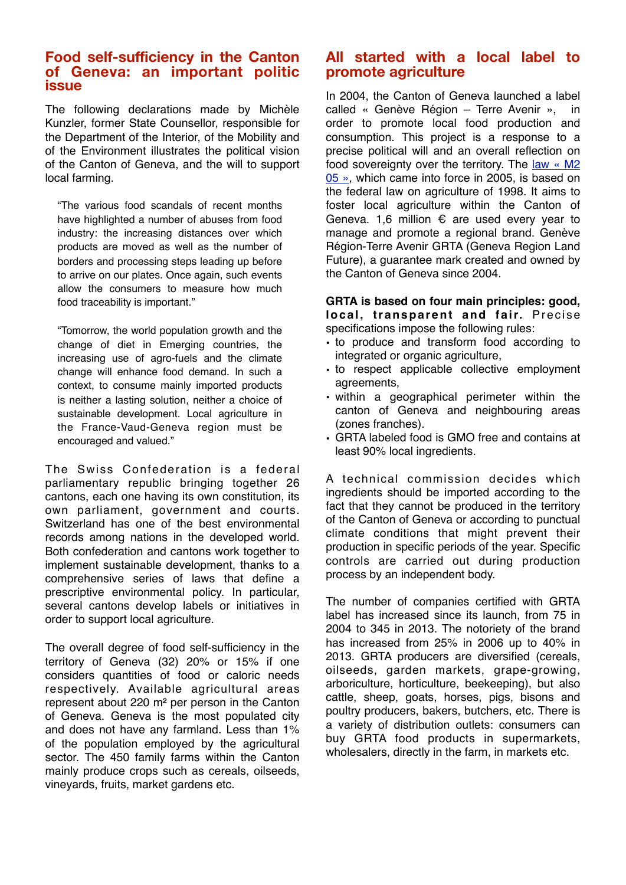## Food self-sufficiency in the Canton of Geneva: an important politic issue

The following declarations made by Michèle Kunzler, former State Counsellor, responsible for the Department of the Interior, of the Mobility and of the Environment illustrates the political vision of the Canton of Geneva, and the will to support local farming.

> "The various food scandals of recent months have highlighted a number of abuses from food industry: the increasing distances over which products are moved as well as the number of borders and processing steps leading up before to arrive on our plates. Once again, such events allow the consumers to measure how much food traceability is important."

> "Tomorrow, the world population growth and the change of diet in Emerging countries, the increasing use of agro-fuels and the climate change will enhance food demand. In such a context, to consume mainly imported products is neither a lasting solution, neither a choice of sustainable development. Local agriculture in the France-Vaud-Geneva region must be encouraged and valued."

The Swiss Confederation is a federal parliamentary republic bringing together 26 cantons, each one having its own constitution, its own parliament, government and courts. Switzerland has one of the best environmental records among nations in the developed world. Both confederation and cantons work together to implement sustainable development, thanks to a comprehensive series of laws that define a prescriptive environmental policy. In particular, several cantons develop labels or initiatives in order to support local agriculture.

The overall degree of food self-sufficiency in the territory of Geneva (32) 20% or 15% if one considers quantities of food or caloric needs respectively. Available agricultural areas represent about 220 m² per person in the Canton of Geneva. Geneva is the most populated city and does not have any farmland. Less than 1% of the population employed by the agricultural sector. The 450 family farms within the Canton mainly produce crops such as cereals, oilseeds, vineyards, fruits, market gardens etc.

## All started with a local label to promote agriculture

In 2004, the Canton of Geneva launched a label called « Genève Région – Terre Avenir », in order to promote local food production and consumption. This project is a response to a precise political will and an overall reflection on food sovereignty over the territory. The law « M2 05 », which came into force in 2005, is based on the federal law on agriculture of 1998. It aims to foster local agriculture within the Canton of Geneva. 1,6 million € are used every year to manage and promote a regional brand. Genève Région-Terre Avenir GRTA (Geneva Region Land Future), a guarantee mark created and owned by the Canton of Geneva since 2004.

**GRTA is based on four main principles: good, local, transparent and fair.** Precise specifications impose the following rules:

- to produce and transform food according to integrated or organic agriculture,
- to respect applicable collective employment agreements,
- within a geographical perimeter within the canton of Geneva and neighbouring areas (zones franches).
- GRTA labeled food is GMO free and contains at least 90% local ingredients.

A technical commission decides which ingredients should be imported according to the fact that they cannot be produced in the territory of the Canton of Geneva or according to punctual climate conditions that might prevent their production in specific periods of the year. Specific controls are carried out during production process by an independent body.

The number of companies certified with GRTA label has increased since its launch, from 75 in 2004 to 345 in 2013. The notoriety of the brand has increased from 25% in 2006 up to 40% in 2013. GRTA producers are diversified (cereals, oilseeds, garden markets, grape-growing, arboriculture, horticulture, beekeeping), but also cattle, sheep, goats, horses, pigs, bisons and poultry producers, bakers, butchers, etc. There is a variety of distribution outlets: consumers can buy GRTA food products in supermarkets, wholesalers, directly in the farm, in markets etc.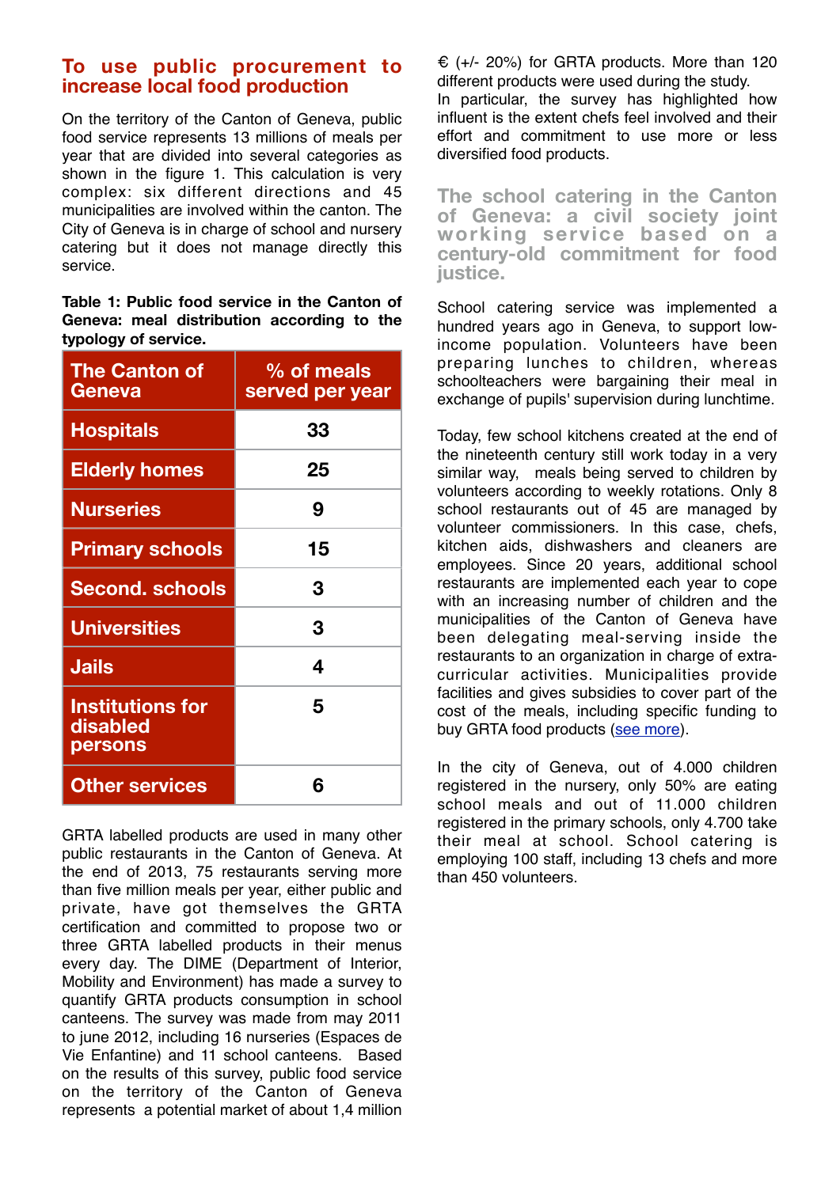## To use public procurement to increase local food production

On the territory of the Canton of Geneva, public food service represents 13 millions of meals per year that are divided into several categories as shown in the figure 1. This calculation is very complex: six different directions and 45 municipalities are involved within the canton. The City of Geneva is in charge of school and nursery catering but it does not manage directly this service.

**Table 1: Public food service in the Canton of Geneva: meal distribution according to the typology of service.**

| The Canton of Geneva | % of meals served per year |
|---|---|
| Hospitals | 33 |
| Elderly homes | 25 |
| Nurseries | 9 |
| Primary schools | 15 |
| Second. schools | 3 |
| Universities | 3 |
| Jails | 4 |
| Institutions for disabled persons | 5 |
| Other services | 6 |

GRTA labelled products are used in many other public restaurants in the Canton of Geneva. At the end of 2013, 75 restaurants serving more than five million meals per year, either public and private, have got themselves the GRTA certification and committed to propose two or three GRTA labelled products in their menus every day. The DIME (Department of Interior, Mobility and Environment) has made a survey to quantify GRTA products consumption in school canteens. The survey was made from may 2011 to june 2012, including 16 nurseries (Espaces de Vie Enfantine) and 11 school canteens. Based on the results of this survey, public food service on the territory of the Canton of Geneva represents a potential market of about 1,4 million € (+/- 20%) for GRTA products. More than 120 different products were used during the study.
In particular, the survey has highlighted how influent is the extent chefs feel involved and their effort and commitment to use more or less diversified food products.

## The school catering in the Canton of Geneva: a civil society joint working service based on a century-old commitment for food justice.

School catering service was implemented a hundred years ago in Geneva, to support low-income population. Volunteers have been preparing lunches to children, whereas schoolteachers were bargaining their meal in exchange of pupils' supervision during lunchtime.

Today, few school kitchens created at the end of the nineteenth century still work today in a very similar way, meals being served to children by volunteers according to weekly rotations. Only 8 school restaurants out of 45 are managed by volunteer commissioners. In this case, chefs, kitchen aids, dishwashers and cleaners are employees. Since 20 years, additional school restaurants are implemented each year to cope with an increasing number of children and the municipalities of the Canton of Geneva have been delegating meal-serving inside the restaurants to an organization in charge of extra-curricular activities. Municipalities provide facilities and gives subsidies to cover part of the cost of the meals, including specific funding to buy GRTA food products (see more).

In the city of Geneva, out of 4.000 children registered in the nursery, only 50% are eating school meals and out of 11.000 children registered in the primary schools, only 4.700 take their meal at school. School catering is employing 100 staff, including 13 chefs and more than 450 volunteers.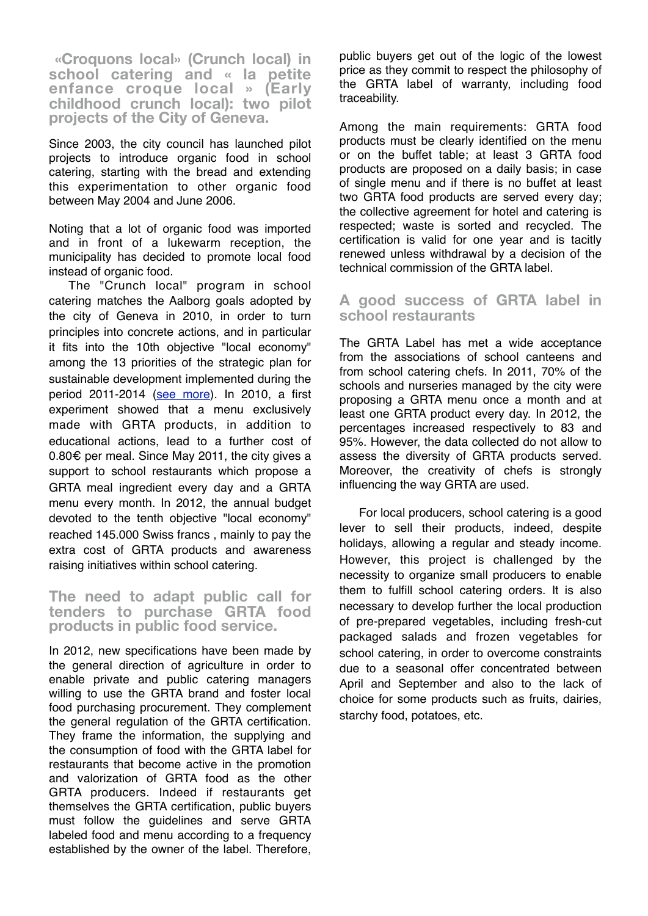## «Croquons local» (Crunch local) in school catering and « la petite enfance croque local » (Early childhood crunch local): two pilot projects of the City of Geneva.

Since 2003, the city council has launched pilot projects to introduce organic food in school catering, starting with the bread and extending this experimentation to other organic food between May 2004 and June 2006.

Noting that a lot of organic food was imported and in front of a lukewarm reception, the municipality has decided to promote local food instead of organic food.

The "Crunch local" program in school catering matches the Aalborg goals adopted by the city of Geneva in 2010, in order to turn principles into concrete actions, and in particular it fits into the 10th objective "local economy" among the 13 priorities of the strategic plan for sustainable development implemented during the period 2011-2014 (see more). In 2010, a first experiment showed that a menu exclusively made with GRTA products, in addition to educational actions, lead to a further cost of 0.80€ per meal. Since May 2011, the city gives a support to school restaurants which propose a GRTA meal ingredient every day and a GRTA menu every month. In 2012, the annual budget devoted to the tenth objective "local economy" reached 145.000 Swiss francs , mainly to pay the extra cost of GRTA products and awareness raising initiatives within school catering.

## The need to adapt public call for tenders to purchase GRTA food products in public food service.

In 2012, new specifications have been made by the general direction of agriculture in order to enable private and public catering managers willing to use the GRTA brand and foster local food purchasing procurement. They complement the general regulation of the GRTA certification. They frame the information, the supplying and the consumption of food with the GRTA label for restaurants that become active in the promotion and valorization of GRTA food as the other GRTA producers. Indeed if restaurants get themselves the GRTA certification, public buyers must follow the guidelines and serve GRTA labeled food and menu according to a frequency established by the owner of the label. Therefore, public buyers get out of the logic of the lowest price as they commit to respect the philosophy of the GRTA label of warranty, including food traceability.

Among the main requirements: GRTA food products must be clearly identified on the menu or on the buffet table; at least 3 GRTA food products are proposed on a daily basis; in case of single menu and if there is no buffet at least two GRTA food products are served every day; the collective agreement for hotel and catering is respected; waste is sorted and recycled. The certification is valid for one year and is tacitly renewed unless withdrawal by a decision of the technical commission of the GRTA label.

## A good success of GRTA label in school restaurants

The GRTA Label has met a wide acceptance from the associations of school canteens and from school catering chefs. In 2011, 70% of the schools and nurseries managed by the city were proposing a GRTA menu once a month and at least one GRTA product every day. In 2012, the percentages increased respectively to 83 and 95%. However, the data collected do not allow to assess the diversity of GRTA products served. Moreover, the creativity of chefs is strongly influencing the way GRTA are used.

For local producers, school catering is a good lever to sell their products, indeed, despite holidays, allowing a regular and steady income. However, this project is challenged by the necessity to organize small producers to enable them to fulfill school catering orders. It is also necessary to develop further the local production of pre-prepared vegetables, including fresh-cut packaged salads and frozen vegetables for school catering, in order to overcome constraints due to a seasonal offer concentrated between April and September and also to the lack of choice for some products such as fruits, dairies, starchy food, potatoes, etc.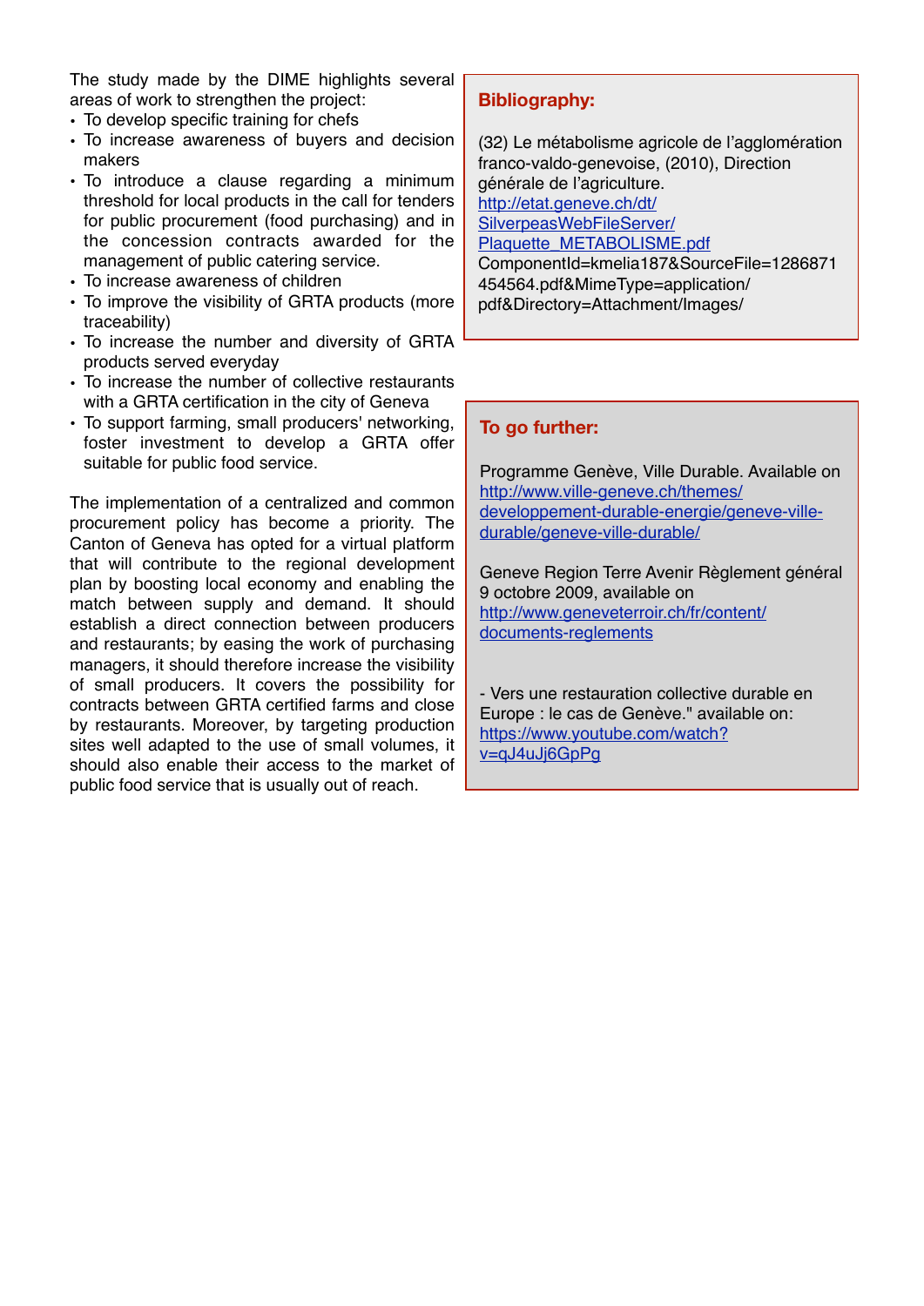The study made by the DIME highlights several areas of work to strengthen the project:

- To develop specific training for chefs
- To increase awareness of buyers and decision makers
- To introduce a clause regarding a minimum threshold for local products in the call for tenders for public procurement (food purchasing) and in the concession contracts awarded for the management of public catering service.
- To increase awareness of children
- To improve the visibility of GRTA products (more traceability)
- To increase the number and diversity of GRTA products served everyday
- To increase the number of collective restaurants with a GRTA certification in the city of Geneva
- To support farming, small producers' networking, foster investment to develop a GRTA offer suitable for public food service.

The implementation of a centralized and common procurement policy has become a priority. The Canton of Geneva has opted for a virtual platform that will contribute to the regional development plan by boosting local economy and enabling the match between supply and demand. It should establish a direct connection between producers and restaurants; by easing the work of purchasing managers, it should therefore increase the visibility of small producers. It covers the possibility for contracts between GRTA certified farms and close by restaurants. Moreover, by targeting production sites well adapted to the use of small volumes, it should also enable their access to the market of public food service that is usually out of reach.

## Bibliography:

(32) Le métabolisme agricole de l'agglomération franco-valdo-genevoise, (2010), Direction générale de l'agriculture. http://etat.geneve.ch/dt/SilverpeasWebFileServer/Plaquette_METABOLISME.pdf ComponentId=kmelia187&SourceFile=1286871454564.pdf&MimeType=application/pdf&Directory=Attachment/Images/

## To go further:

Programme Genève, Ville Durable. Available on http://www.ville-geneve.ch/themes/developpement-durable-energie/geneve-ville-durable/geneve-ville-durable/

Geneve Region Terre Avenir Règlement général 9 octobre 2009, available on http://www.geneveterroir.ch/fr/content/documents-reglements

- Vers une restauration collective durable en Europe : le cas de Genève." available on: https://www.youtube.com/watch?v=qJ4uJj6GpPg